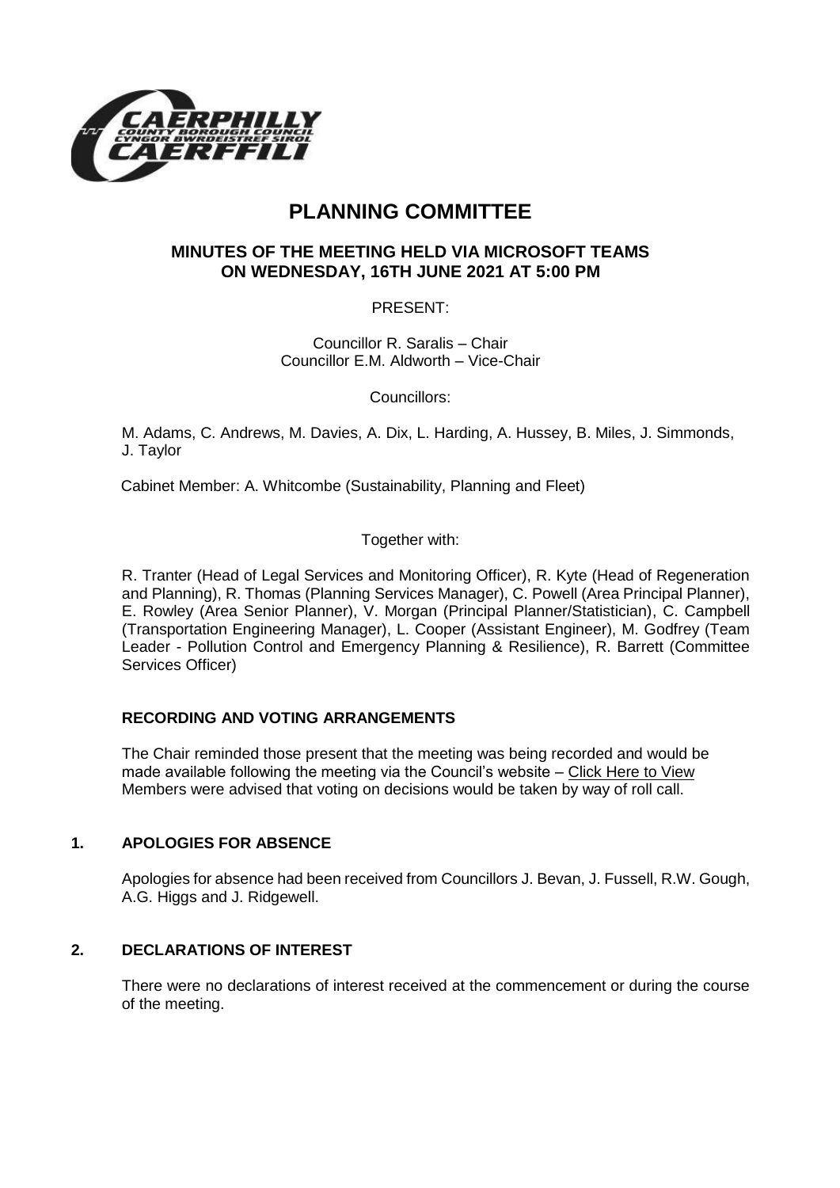# PLANNING COMMITTEE

## MINUTES OF THE MEETING HELD VIA MICROSOFT TEAMS ON WEDNESDAY, 16TH JUNE 2021 AT 5:00 PM

PRESENT:

Councillor R. Saralis – Chair
Councillor E.M. Aldworth – Vice-Chair

Councillors:

M. Adams, C. Andrews, M. Davies, A. Dix, L. Harding, A. Hussey, B. Miles, J. Simmonds, J. Taylor

Cabinet Member: A. Whitcombe (Sustainability, Planning and Fleet)

Together with:

R. Tranter (Head of Legal Services and Monitoring Officer), R. Kyte (Head of Regeneration and Planning), R. Thomas (Planning Services Manager), C. Powell (Area Principal Planner), E. Rowley (Area Senior Planner), V. Morgan (Principal Planner/Statistician), C. Campbell (Transportation Engineering Manager), L. Cooper (Assistant Engineer), M. Godfrey (Team Leader - Pollution Control and Emergency Planning & Resilience), R. Barrett (Committee Services Officer)

### RECORDING AND VOTING ARRANGEMENTS

The Chair reminded those present that the meeting was being recorded and would be made available following the meeting via the Council's website – Click Here to View
Members were advised that voting on decisions would be taken by way of roll call.

### 1. APOLOGIES FOR ABSENCE

Apologies for absence had been received from Councillors J. Bevan, J. Fussell, R.W. Gough, A.G. Higgs and J. Ridgewell.

### 2. DECLARATIONS OF INTEREST

There were no declarations of interest received at the commencement or during the course of the meeting.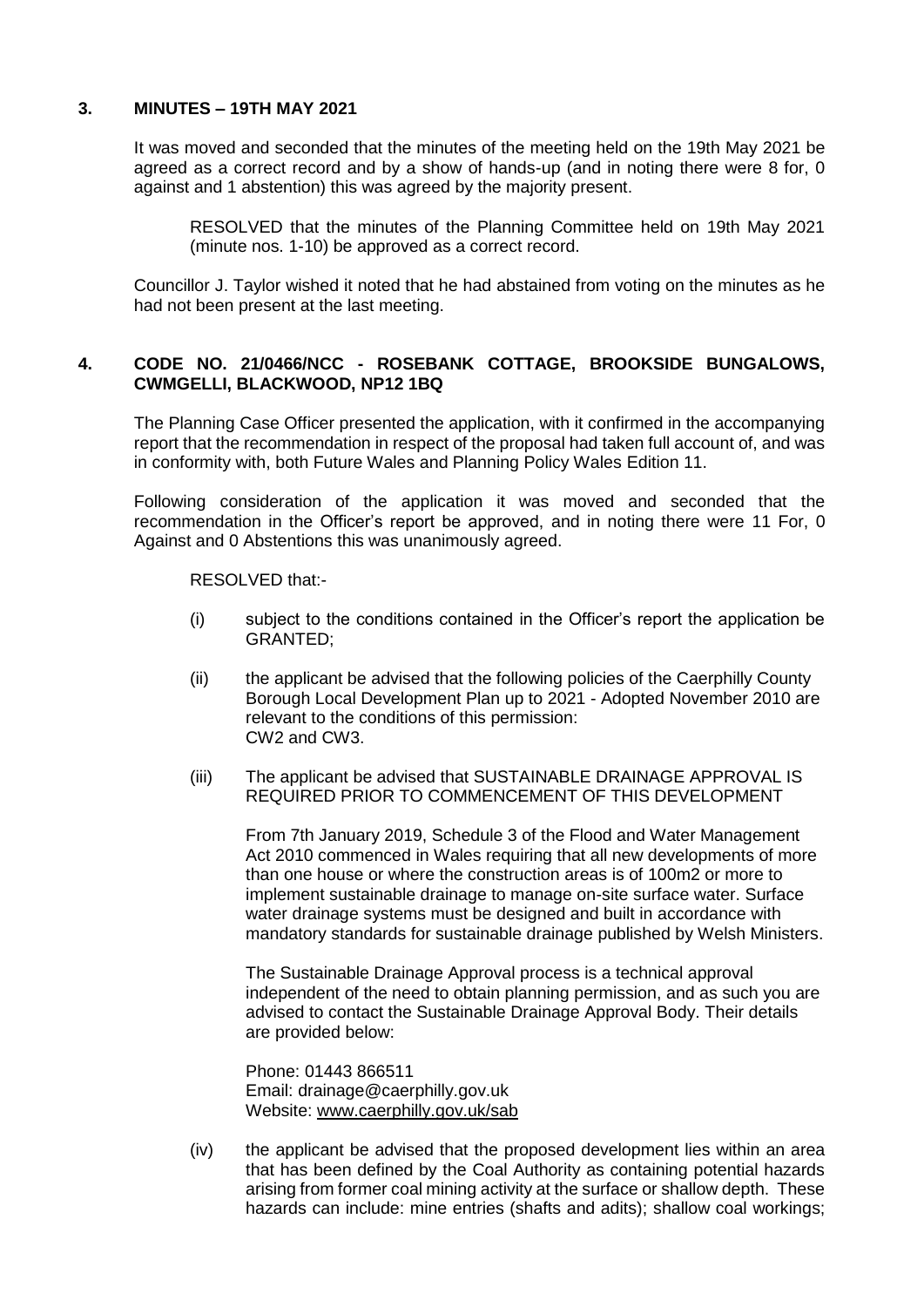## 3. MINUTES – 19TH MAY 2021

It was moved and seconded that the minutes of the meeting held on the 19th May 2021 be agreed as a correct record and by a show of hands-up (and in noting there were 8 for, 0 against and 1 abstention) this was agreed by the majority present.

RESOLVED that the minutes of the Planning Committee held on 19th May 2021 (minute nos. 1-10) be approved as a correct record.

Councillor J. Taylor wished it noted that he had abstained from voting on the minutes as he had not been present at the last meeting.

## 4. CODE NO. 21/0466/NCC - ROSEBANK COTTAGE, BROOKSIDE BUNGALOWS, CWMGELLI, BLACKWOOD, NP12 1BQ

The Planning Case Officer presented the application, with it confirmed in the accompanying report that the recommendation in respect of the proposal had taken full account of, and was in conformity with, both Future Wales and Planning Policy Wales Edition 11.

Following consideration of the application it was moved and seconded that the recommendation in the Officer's report be approved, and in noting there were 11 For, 0 Against and 0 Abstentions this was unanimously agreed.

RESOLVED that:-

(i) subject to the conditions contained in the Officer's report the application be GRANTED;

(ii) the applicant be advised that the following policies of the Caerphilly County Borough Local Development Plan up to 2021 - Adopted November 2010 are relevant to the conditions of this permission: CW2 and CW3.

(iii) The applicant be advised that SUSTAINABLE DRAINAGE APPROVAL IS REQUIRED PRIOR TO COMMENCEMENT OF THIS DEVELOPMENT

From 7th January 2019, Schedule 3 of the Flood and Water Management Act 2010 commenced in Wales requiring that all new developments of more than one house or where the construction areas is of 100m2 or more to implement sustainable drainage to manage on-site surface water. Surface water drainage systems must be designed and built in accordance with mandatory standards for sustainable drainage published by Welsh Ministers.

The Sustainable Drainage Approval process is a technical approval independent of the need to obtain planning permission, and as such you are advised to contact the Sustainable Drainage Approval Body. Their details are provided below:

Phone: 01443 866511
Email: drainage@caerphilly.gov.uk
Website: www.caerphilly.gov.uk/sab

(iv) the applicant be advised that the proposed development lies within an area that has been defined by the Coal Authority as containing potential hazards arising from former coal mining activity at the surface or shallow depth. These hazards can include: mine entries (shafts and adits); shallow coal workings;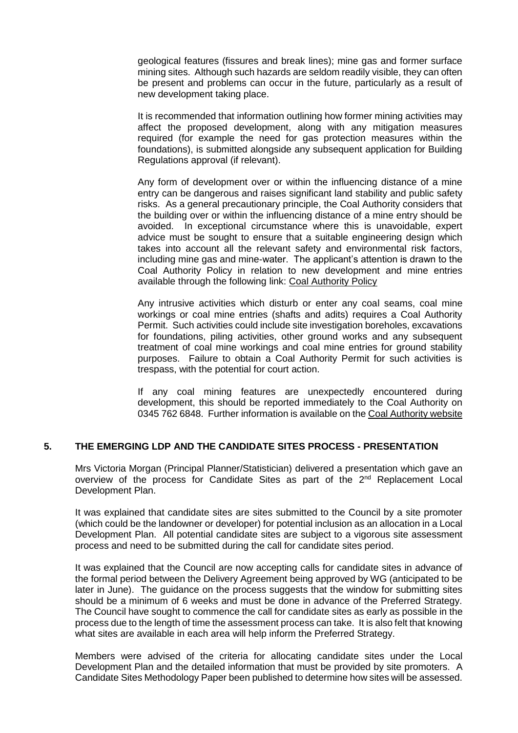geological features (fissures and break lines); mine gas and former surface mining sites. Although such hazards are seldom readily visible, they can often be present and problems can occur in the future, particularly as a result of new development taking place.

It is recommended that information outlining how former mining activities may affect the proposed development, along with any mitigation measures required (for example the need for gas protection measures within the foundations), is submitted alongside any subsequent application for Building Regulations approval (if relevant).

Any form of development over or within the influencing distance of a mine entry can be dangerous and raises significant land stability and public safety risks. As a general precautionary principle, the Coal Authority considers that the building over or within the influencing distance of a mine entry should be avoided. In exceptional circumstance where this is unavoidable, expert advice must be sought to ensure that a suitable engineering design which takes into account all the relevant safety and environmental risk factors, including mine gas and mine-water. The applicant's attention is drawn to the Coal Authority Policy in relation to new development and mine entries available through the following link: Coal Authority Policy

Any intrusive activities which disturb or enter any coal seams, coal mine workings or coal mine entries (shafts and adits) requires a Coal Authority Permit. Such activities could include site investigation boreholes, excavations for foundations, piling activities, other ground works and any subsequent treatment of coal mine workings and coal mine entries for ground stability purposes. Failure to obtain a Coal Authority Permit for such activities is trespass, with the potential for court action.

If any coal mining features are unexpectedly encountered during development, this should be reported immediately to the Coal Authority on 0345 762 6848. Further information is available on the Coal Authority website

## 5. THE EMERGING LDP AND THE CANDIDATE SITES PROCESS - PRESENTATION

Mrs Victoria Morgan (Principal Planner/Statistician) delivered a presentation which gave an overview of the process for Candidate Sites as part of the 2nd Replacement Local Development Plan.

It was explained that candidate sites are sites submitted to the Council by a site promoter (which could be the landowner or developer) for potential inclusion as an allocation in a Local Development Plan. All potential candidate sites are subject to a vigorous site assessment process and need to be submitted during the call for candidate sites period.

It was explained that the Council are now accepting calls for candidate sites in advance of the formal period between the Delivery Agreement being approved by WG (anticipated to be later in June). The guidance on the process suggests that the window for submitting sites should be a minimum of 6 weeks and must be done in advance of the Preferred Strategy. The Council have sought to commence the call for candidate sites as early as possible in the process due to the length of time the assessment process can take. It is also felt that knowing what sites are available in each area will help inform the Preferred Strategy.

Members were advised of the criteria for allocating candidate sites under the Local Development Plan and the detailed information that must be provided by site promoters. A Candidate Sites Methodology Paper been published to determine how sites will be assessed.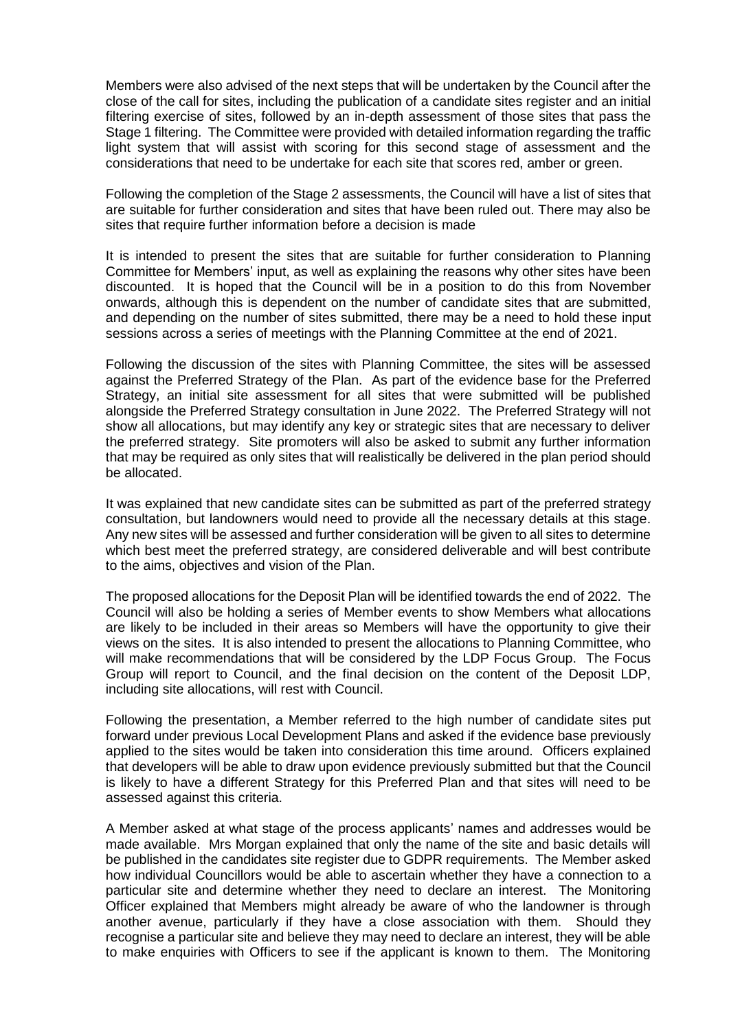Members were also advised of the next steps that will be undertaken by the Council after the close of the call for sites, including the publication of a candidate sites register and an initial filtering exercise of sites, followed by an in-depth assessment of those sites that pass the Stage 1 filtering. The Committee were provided with detailed information regarding the traffic light system that will assist with scoring for this second stage of assessment and the considerations that need to be undertake for each site that scores red, amber or green.

Following the completion of the Stage 2 assessments, the Council will have a list of sites that are suitable for further consideration and sites that have been ruled out. There may also be sites that require further information before a decision is made

It is intended to present the sites that are suitable for further consideration to Planning Committee for Members' input, as well as explaining the reasons why other sites have been discounted. It is hoped that the Council will be in a position to do this from November onwards, although this is dependent on the number of candidate sites that are submitted, and depending on the number of sites submitted, there may be a need to hold these input sessions across a series of meetings with the Planning Committee at the end of 2021.

Following the discussion of the sites with Planning Committee, the sites will be assessed against the Preferred Strategy of the Plan. As part of the evidence base for the Preferred Strategy, an initial site assessment for all sites that were submitted will be published alongside the Preferred Strategy consultation in June 2022. The Preferred Strategy will not show all allocations, but may identify any key or strategic sites that are necessary to deliver the preferred strategy. Site promoters will also be asked to submit any further information that may be required as only sites that will realistically be delivered in the plan period should be allocated.

It was explained that new candidate sites can be submitted as part of the preferred strategy consultation, but landowners would need to provide all the necessary details at this stage. Any new sites will be assessed and further consideration will be given to all sites to determine which best meet the preferred strategy, are considered deliverable and will best contribute to the aims, objectives and vision of the Plan.

The proposed allocations for the Deposit Plan will be identified towards the end of 2022. The Council will also be holding a series of Member events to show Members what allocations are likely to be included in their areas so Members will have the opportunity to give their views on the sites. It is also intended to present the allocations to Planning Committee, who will make recommendations that will be considered by the LDP Focus Group. The Focus Group will report to Council, and the final decision on the content of the Deposit LDP, including site allocations, will rest with Council.

Following the presentation, a Member referred to the high number of candidate sites put forward under previous Local Development Plans and asked if the evidence base previously applied to the sites would be taken into consideration this time around. Officers explained that developers will be able to draw upon evidence previously submitted but that the Council is likely to have a different Strategy for this Preferred Plan and that sites will need to be assessed against this criteria.

A Member asked at what stage of the process applicants' names and addresses would be made available. Mrs Morgan explained that only the name of the site and basic details will be published in the candidates site register due to GDPR requirements. The Member asked how individual Councillors would be able to ascertain whether they have a connection to a particular site and determine whether they need to declare an interest. The Monitoring Officer explained that Members might already be aware of who the landowner is through another avenue, particularly if they have a close association with them. Should they recognise a particular site and believe they may need to declare an interest, they will be able to make enquiries with Officers to see if the applicant is known to them. The Monitoring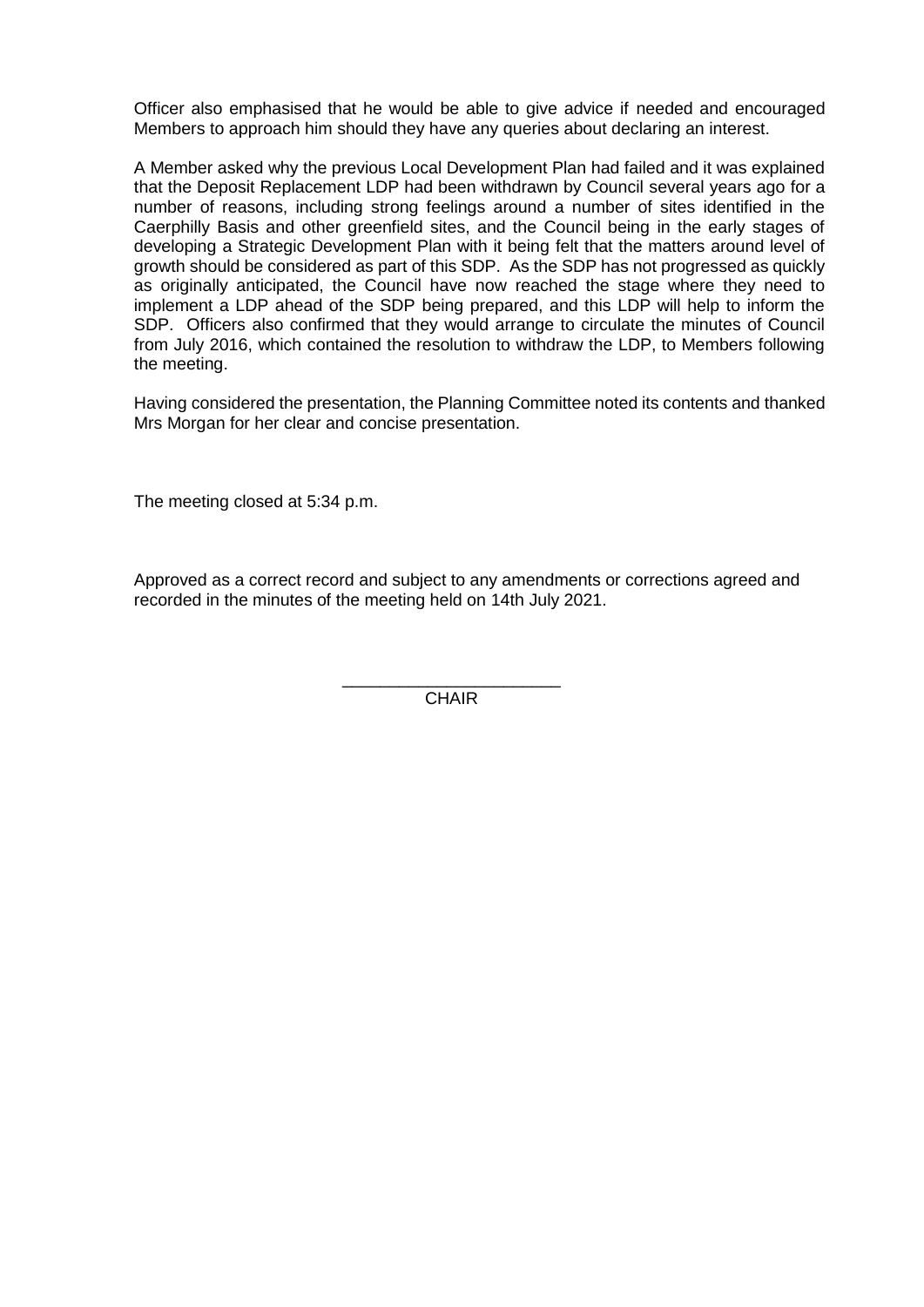Officer also emphasised that he would be able to give advice if needed and encouraged Members to approach him should they have any queries about declaring an interest.

A Member asked why the previous Local Development Plan had failed and it was explained that the Deposit Replacement LDP had been withdrawn by Council several years ago for a number of reasons, including strong feelings around a number of sites identified in the Caerphilly Basis and other greenfield sites, and the Council being in the early stages of developing a Strategic Development Plan with it being felt that the matters around level of growth should be considered as part of this SDP. As the SDP has not progressed as quickly as originally anticipated, the Council have now reached the stage where they need to implement a LDP ahead of the SDP being prepared, and this LDP will help to inform the SDP. Officers also confirmed that they would arrange to circulate the minutes of Council from July 2016, which contained the resolution to withdraw the LDP, to Members following the meeting.

Having considered the presentation, the Planning Committee noted its contents and thanked Mrs Morgan for her clear and concise presentation.

The meeting closed at 5:34 p.m.

Approved as a correct record and subject to any amendments or corrections agreed and recorded in the minutes of the meeting held on 14th July 2021.

_______________________

CHAIR